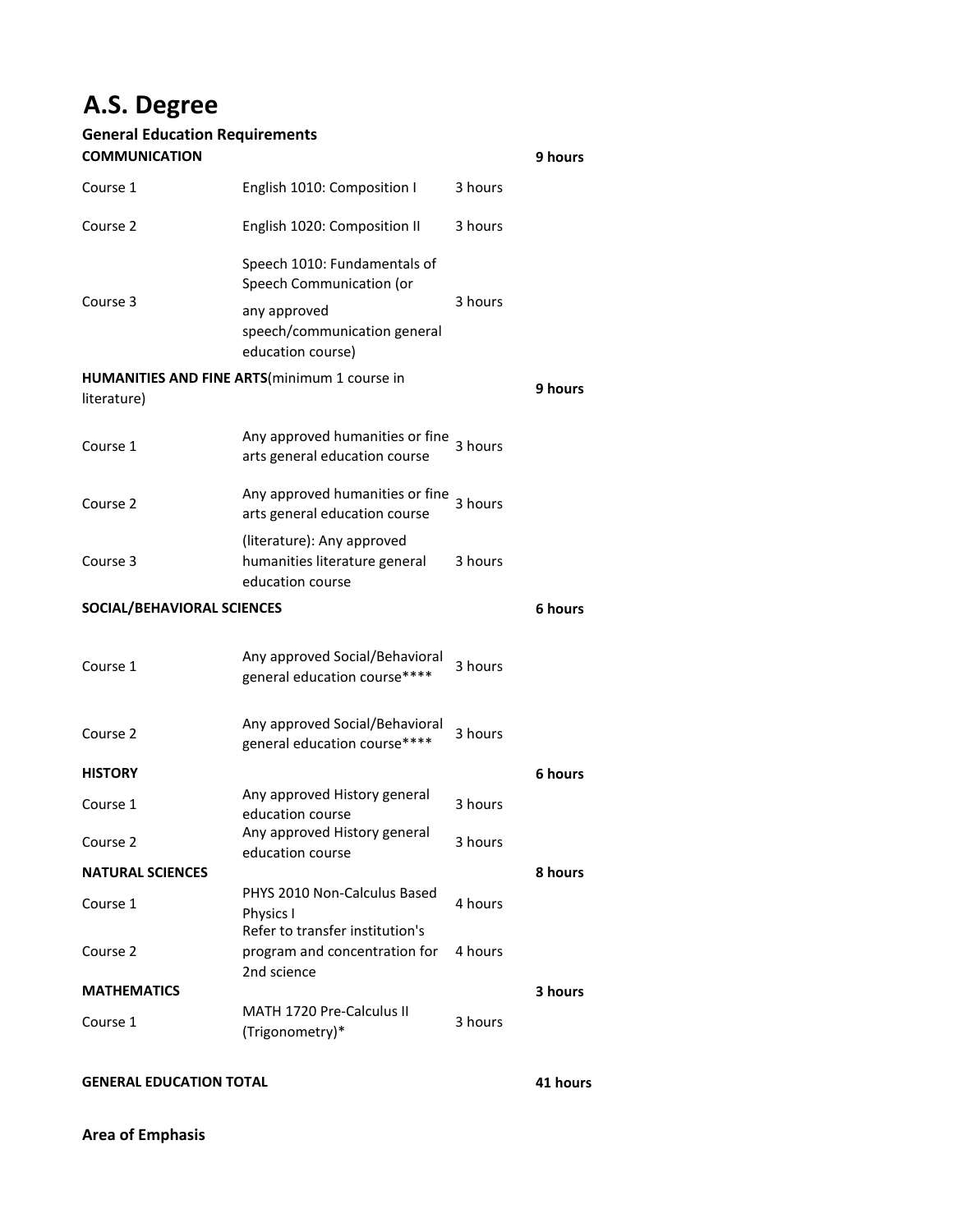# A.S. Degree

## General Education Requirements

| | | | |
|---|---|---|---|
| **COMMUNICATION** | | | **9 hours** |
| Course 1 | English 1010: Composition I | 3 hours | |
| Course 2 | English 1020: Composition II | 3 hours | |
| Course 3 | Speech 1010: Fundamentals of Speech Communication (or any approved speech/communication general education course) | 3 hours | |
| **HUMANITIES AND FINE ARTS**(minimum 1 course in literature) | | | **9 hours** |
| Course 1 | Any approved humanities or fine arts general education course | 3 hours | |
| Course 2 | Any approved humanities or fine arts general education course | 3 hours | |
| Course 3 | (literature): Any approved humanities literature general education course | 3 hours | |
| **SOCIAL/BEHAVIORAL SCIENCES** | | | **6 hours** |
| Course 1 | Any approved Social/Behavioral general education course**** | 3 hours | |
| Course 2 | Any approved Social/Behavioral general education course**** | 3 hours | |
| **HISTORY** | | | **6 hours** |
| Course 1 | Any approved History general education course | 3 hours | |
| Course 2 | Any approved History general education course | 3 hours | |
| **NATURAL SCIENCES** | | | **8 hours** |
| Course 1 | PHYS 2010 Non-Calculus Based Physics I | 4 hours | |
| Course 2 | Refer to transfer institution's program and concentration for 2nd science | 4 hours | |
| **MATHEMATICS** | | | **3 hours** |
| Course 1 | MATH 1720 Pre-Calculus II (Trigonometry)* | 3 hours | |
| **GENERAL EDUCATION TOTAL** | | | **41 hours** |

**Area of Emphasis**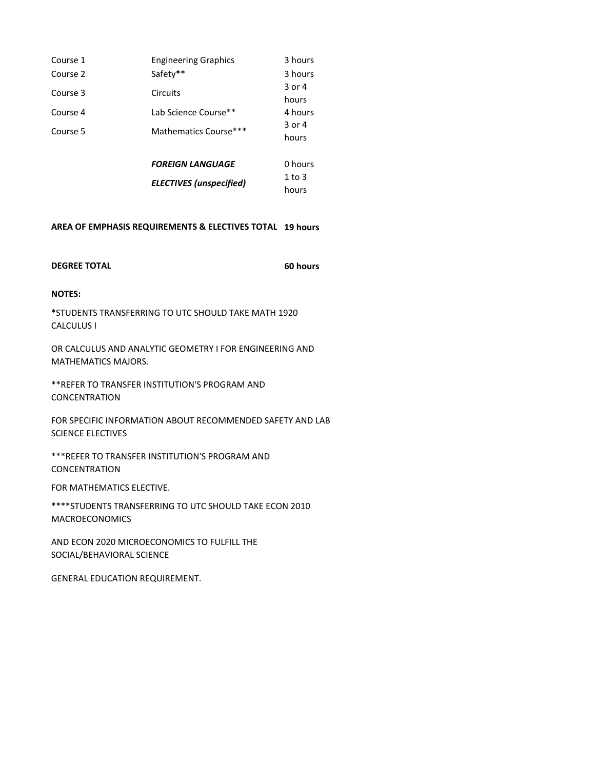| | | |
|---|---|---|
| Course 1 | Engineering Graphics | 3 hours |
| Course 2 | Safety** | 3 hours |
| Course 3 | Circuits | 3 or 4 hours |
| Course 4 | Lab Science Course** | 4 hours |
| Course 5 | Mathematics Course*** | 3 or 4 hours |
| | ***FOREIGN LANGUAGE*** | 0 hours |
| | ***ELECTIVES (unspecified)*** | 1 to 3 hours |

**AREA OF EMPHASIS REQUIREMENTS & ELECTIVES TOTAL** **19 hours**

**DEGREE TOTAL** **60 hours**

**NOTES:**

*STUDENTS TRANSFERRING TO UTC SHOULD TAKE MATH 1920 CALCULUS I

OR CALCULUS AND ANALYTIC GEOMETRY I FOR ENGINEERING AND MATHEMATICS MAJORS.

**REFER TO TRANSFER INSTITUTION'S PROGRAM AND CONCENTRATION

FOR SPECIFIC INFORMATION ABOUT RECOMMENDED SAFETY AND LAB SCIENCE ELECTIVES

***REFER TO TRANSFER INSTITUTION'S PROGRAM AND CONCENTRATION

FOR MATHEMATICS ELECTIVE.

****STUDENTS TRANSFERRING TO UTC SHOULD TAKE ECON 2010 MACROECONOMICS

AND ECON 2020 MICROECONOMICS TO FULFILL THE SOCIAL/BEHAVIORAL SCIENCE

GENERAL EDUCATION REQUIREMENT.